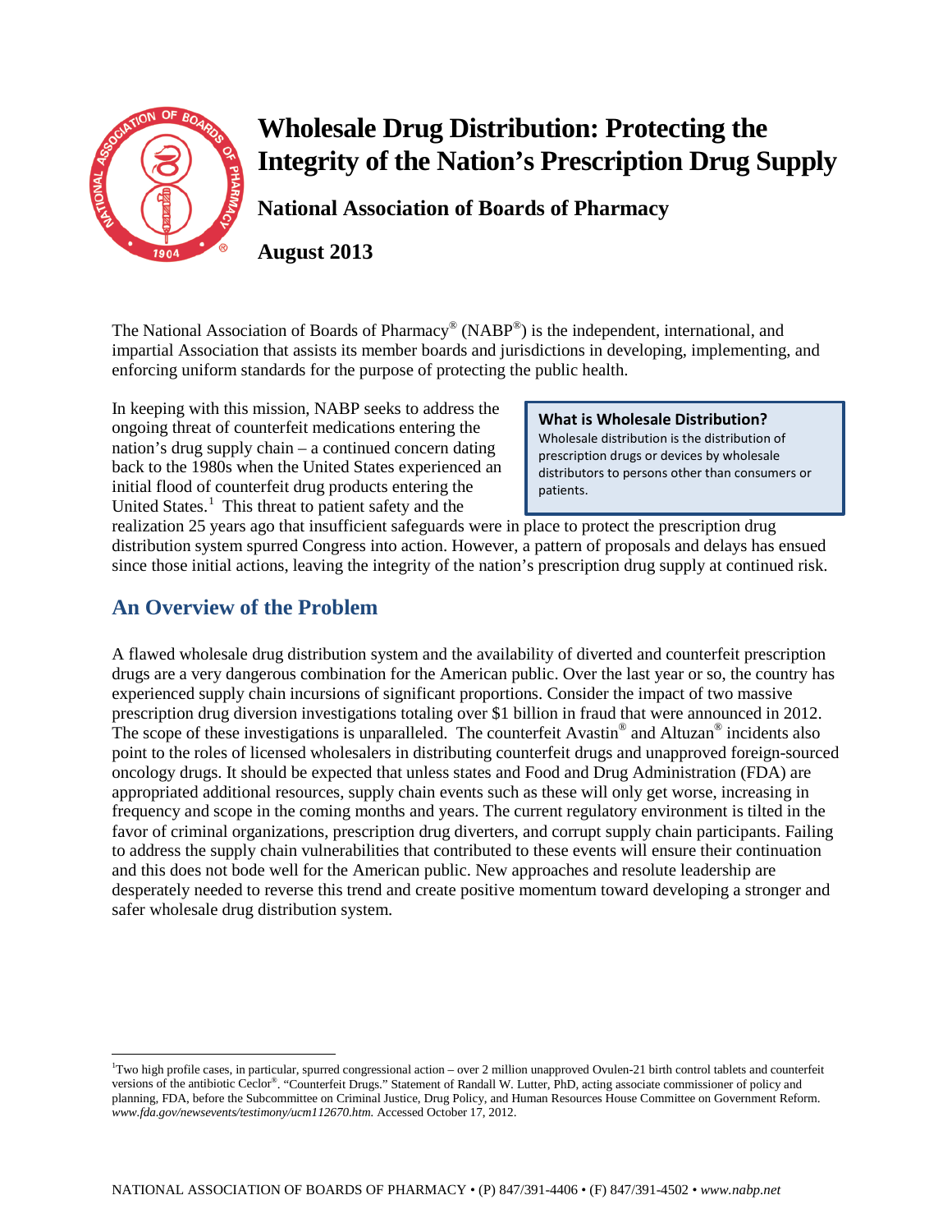# Wholesale Drug Distribution: Protecting the Integrity of the Nation's Prescription Drug Supply

## National Association of Boards of Pharmacy

## August 2013

The National Association of Boards of Pharmacy® (NABP®) is the independent, international, and impartial Association that assists its member boards and jurisdictions in developing, implementing, and enforcing uniform standards for the purpose of protecting the public health.

> **What is Wholesale Distribution?**
> Wholesale distribution is the distribution of prescription drugs or devices by wholesale distributors to persons other than consumers or patients.

In keeping with this mission, NABP seeks to address the ongoing threat of counterfeit medications entering the nation's drug supply chain – a continued concern dating back to the 1980s when the United States experienced an initial flood of counterfeit drug products entering the United States.[1] This threat to patient safety and the realization 25 years ago that insufficient safeguards were in place to protect the prescription drug distribution system spurred Congress into action. However, a pattern of proposals and delays has ensued since those initial actions, leaving the integrity of the nation's prescription drug supply at continued risk.

## An Overview of the Problem

A flawed wholesale drug distribution system and the availability of diverted and counterfeit prescription drugs are a very dangerous combination for the American public. Over the last year or so, the country has experienced supply chain incursions of significant proportions. Consider the impact of two massive prescription drug diversion investigations totaling over $1 billion in fraud that were announced in 2012. The scope of these investigations is unparalleled. The counterfeit Avastin® and Altuzan® incidents also point to the roles of licensed wholesalers in distributing counterfeit drugs and unapproved foreign-sourced oncology drugs. It should be expected that unless states and Food and Drug Administration (FDA) are appropriated additional resources, supply chain events such as these will only get worse, increasing in frequency and scope in the coming months and years. The current regulatory environment is tilted in the favor of criminal organizations, prescription drug diverters, and corrupt supply chain participants. Failing to address the supply chain vulnerabilities that contributed to these events will ensure their continuation and this does not bode well for the American public. New approaches and resolute leadership are desperately needed to reverse this trend and create positive momentum toward developing a stronger and safer wholesale drug distribution system.

---

[1] Two high profile cases, in particular, spurred congressional action – over 2 million unapproved Ovulen-21 birth control tablets and counterfeit versions of the antibiotic Ceclor®. "Counterfeit Drugs." Statement of Randall W. Lutter, PhD, acting associate commissioner of policy and planning, FDA, before the Subcommittee on Criminal Justice, Drug Policy, and Human Resources House Committee on Government Reform. *www.fda.gov/newsevents/testimony/ucm112670.htm.* Accessed October 17, 2012.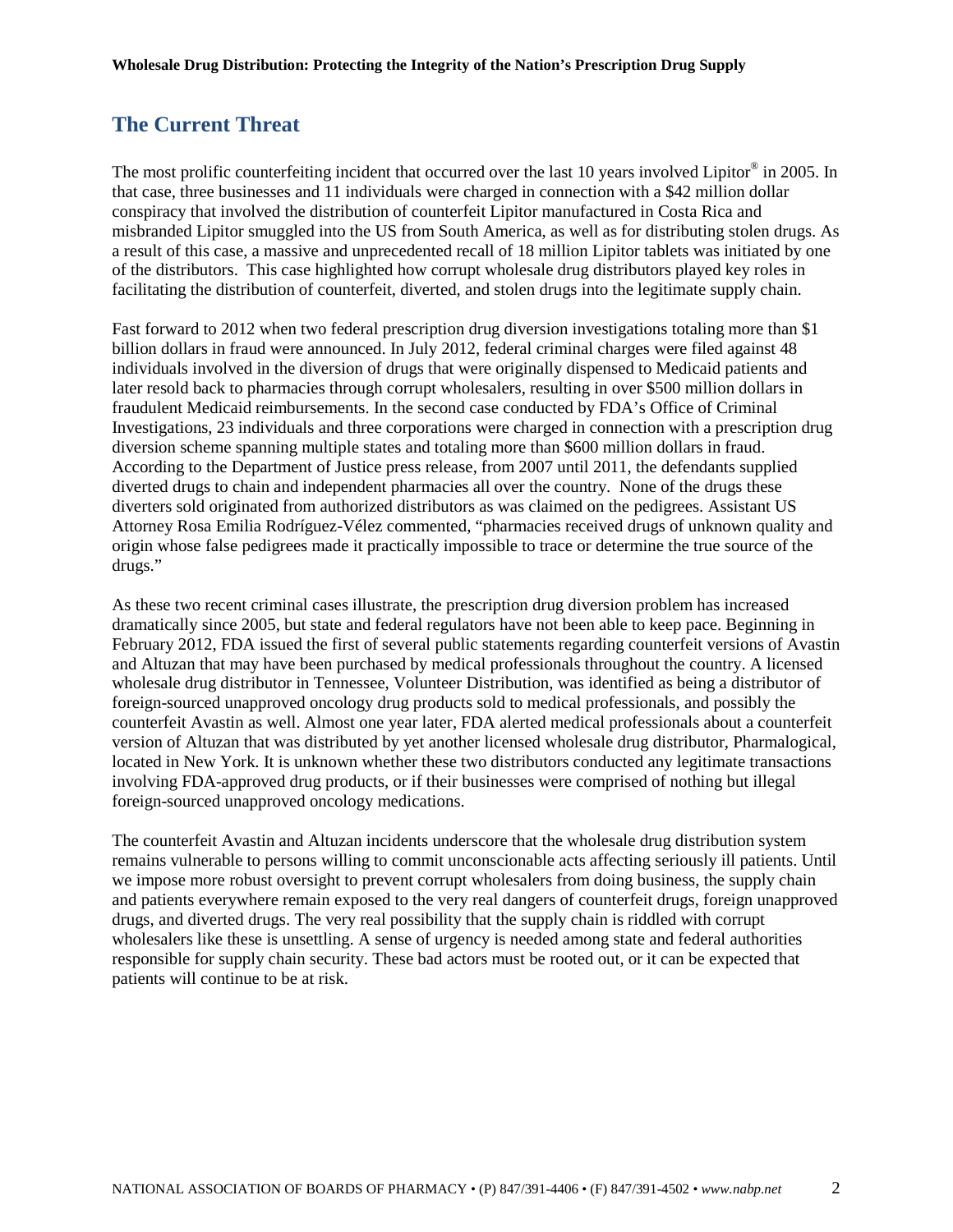## The Current Threat

The most prolific counterfeiting incident that occurred over the last 10 years involved Lipitor® in 2005. In that case, three businesses and 11 individuals were charged in connection with a $42 million dollar conspiracy that involved the distribution of counterfeit Lipitor manufactured in Costa Rica and misbranded Lipitor smuggled into the US from South America, as well as for distributing stolen drugs. As a result of this case, a massive and unprecedented recall of 18 million Lipitor tablets was initiated by one of the distributors. This case highlighted how corrupt wholesale drug distributors played key roles in facilitating the distribution of counterfeit, diverted, and stolen drugs into the legitimate supply chain.

Fast forward to 2012 when two federal prescription drug diversion investigations totaling more than $1 billion dollars in fraud were announced. In July 2012, federal criminal charges were filed against 48 individuals involved in the diversion of drugs that were originally dispensed to Medicaid patients and later resold back to pharmacies through corrupt wholesalers, resulting in over $500 million dollars in fraudulent Medicaid reimbursements. In the second case conducted by FDA's Office of Criminal Investigations, 23 individuals and three corporations were charged in connection with a prescription drug diversion scheme spanning multiple states and totaling more than $600 million dollars in fraud. According to the Department of Justice press release, from 2007 until 2011, the defendants supplied diverted drugs to chain and independent pharmacies all over the country. None of the drugs these diverters sold originated from authorized distributors as was claimed on the pedigrees. Assistant US Attorney Rosa Emilia Rodríguez-Vélez commented, "pharmacies received drugs of unknown quality and origin whose false pedigrees made it practically impossible to trace or determine the true source of the drugs."

As these two recent criminal cases illustrate, the prescription drug diversion problem has increased dramatically since 2005, but state and federal regulators have not been able to keep pace. Beginning in February 2012, FDA issued the first of several public statements regarding counterfeit versions of Avastin and Altuzan that may have been purchased by medical professionals throughout the country. A licensed wholesale drug distributor in Tennessee, Volunteer Distribution, was identified as being a distributor of foreign-sourced unapproved oncology drug products sold to medical professionals, and possibly the counterfeit Avastin as well. Almost one year later, FDA alerted medical professionals about a counterfeit version of Altuzan that was distributed by yet another licensed wholesale drug distributor, Pharmalogical, located in New York. It is unknown whether these two distributors conducted any legitimate transactions involving FDA-approved drug products, or if their businesses were comprised of nothing but illegal foreign-sourced unapproved oncology medications.

The counterfeit Avastin and Altuzan incidents underscore that the wholesale drug distribution system remains vulnerable to persons willing to commit unconscionable acts affecting seriously ill patients. Until we impose more robust oversight to prevent corrupt wholesalers from doing business, the supply chain and patients everywhere remain exposed to the very real dangers of counterfeit drugs, foreign unapproved drugs, and diverted drugs. The very real possibility that the supply chain is riddled with corrupt wholesalers like these is unsettling. A sense of urgency is needed among state and federal authorities responsible for supply chain security. These bad actors must be rooted out, or it can be expected that patients will continue to be at risk.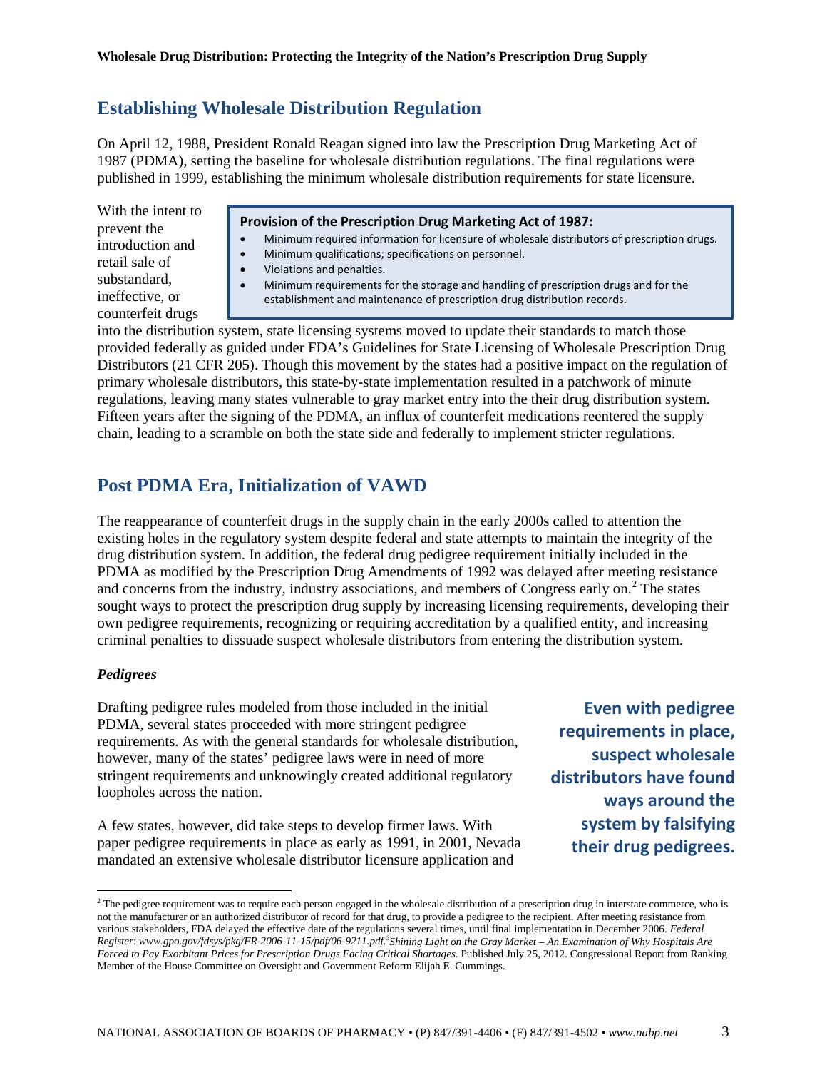## Establishing Wholesale Distribution Regulation

On April 12, 1988, President Ronald Reagan signed into law the Prescription Drug Marketing Act of 1987 (PDMA), setting the baseline for wholesale distribution regulations. The final regulations were published in 1999, establishing the minimum wholesale distribution requirements for state licensure.

> **Provision of the Prescription Drug Marketing Act of 1987:**
> - Minimum required information for licensure of wholesale distributors of prescription drugs.
> - Minimum qualifications; specifications on personnel.
> - Violations and penalties.
> - Minimum requirements for the storage and handling of prescription drugs and for the establishment and maintenance of prescription drug distribution records.

With the intent to prevent the introduction and retail sale of substandard, ineffective, or counterfeit drugs into the distribution system, state licensing systems moved to update their standards to match those provided federally as guided under FDA's Guidelines for State Licensing of Wholesale Prescription Drug Distributors (21 CFR 205). Though this movement by the states had a positive impact on the regulation of primary wholesale distributors, this state-by-state implementation resulted in a patchwork of minute regulations, leaving many states vulnerable to gray market entry into the their drug distribution system. Fifteen years after the signing of the PDMA, an influx of counterfeit medications reentered the supply chain, leading to a scramble on both the state side and federally to implement stricter regulations.

## Post PDMA Era, Initialization of VAWD

The reappearance of counterfeit drugs in the supply chain in the early 2000s called to attention the existing holes in the regulatory system despite federal and state attempts to maintain the integrity of the drug distribution system. In addition, the federal drug pedigree requirement initially included in the PDMA as modified by the Prescription Drug Amendments of 1992 was delayed after meeting resistance and concerns from the industry, industry associations, and members of Congress early on.[2] The states sought ways to protect the prescription drug supply by increasing licensing requirements, developing their own pedigree requirements, recognizing or requiring accreditation by a qualified entity, and increasing criminal penalties to dissuade suspect wholesale distributors from entering the distribution system.

### *Pedigrees*

Drafting pedigree rules modeled from those included in the initial PDMA, several states proceeded with more stringent pedigree requirements. As with the general standards for wholesale distribution, however, many of the states' pedigree laws were in need of more stringent requirements and unknowingly created additional regulatory loopholes across the nation.

> **Even with pedigree requirements in place, suspect wholesale distributors have found ways around the system by falsifying their drug pedigrees.**

A few states, however, did take steps to develop firmer laws. With paper pedigree requirements in place as early as 1991, in 2001, Nevada mandated an extensive wholesale distributor licensure application and

---

[2] The pedigree requirement was to require each person engaged in the wholesale distribution of a prescription drug in interstate commerce, who is not the manufacturer or an authorized distributor of record for that drug, to provide a pedigree to the recipient. After meeting resistance from various stakeholders, FDA delayed the effective date of the regulations several times, until final implementation in December 2006. *Federal Register*: *www.gpo.gov/fdsys/pkg/FR-2006-11-15/pdf/06-9211.pdf.*[3]*Shining Light on the Gray Market – An Examination of Why Hospitals Are Forced to Pay Exorbitant Prices for Prescription Drugs Facing Critical Shortages.* Published July 25, 2012. Congressional Report from Ranking Member of the House Committee on Oversight and Government Reform Elijah E. Cummings.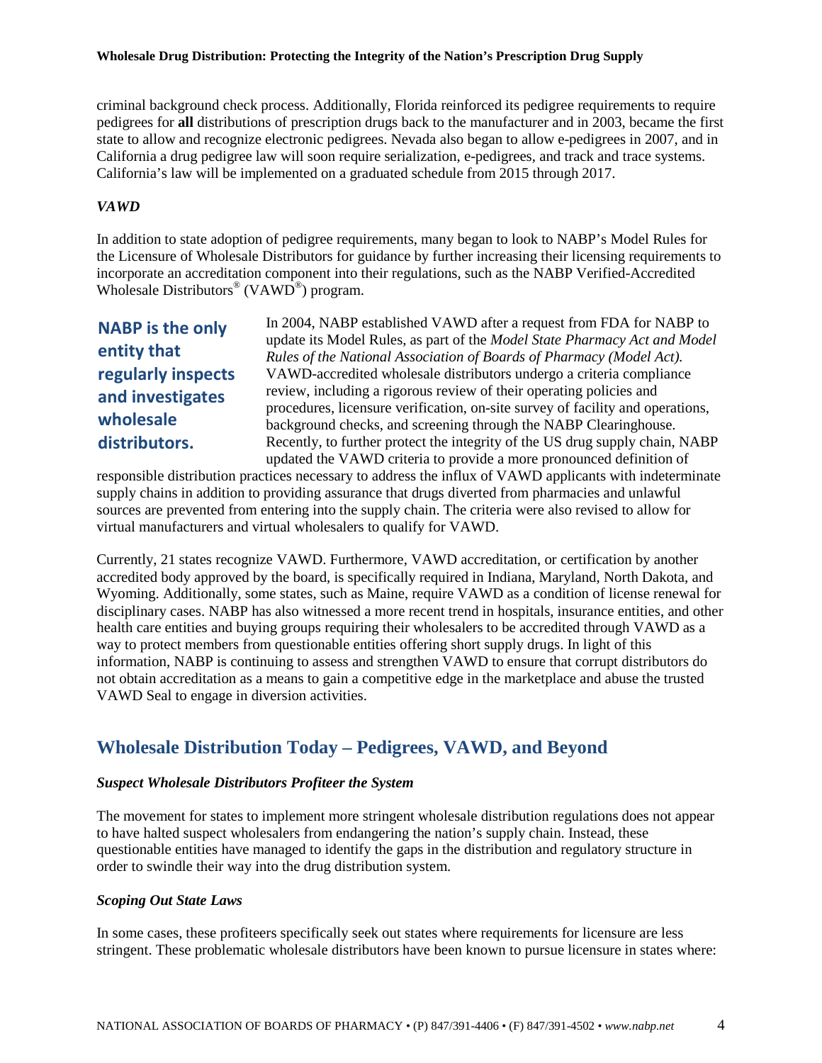criminal background check process. Additionally, Florida reinforced its pedigree requirements to require pedigrees for **all** distributions of prescription drugs back to the manufacturer and in 2003, became the first state to allow and recognize electronic pedigrees. Nevada also began to allow e-pedigrees in 2007, and in California a drug pedigree law will soon require serialization, e-pedigrees, and track and trace systems. California's law will be implemented on a graduated schedule from 2015 through 2017.

### *VAWD*

In addition to state adoption of pedigree requirements, many began to look to NABP's Model Rules for the Licensure of Wholesale Distributors for guidance by further increasing their licensing requirements to incorporate an accreditation component into their regulations, such as the NABP Verified-Accredited Wholesale Distributors® (VAWD®) program.

**NABP is the only entity that regularly inspects and investigates wholesale distributors.**

In 2004, NABP established VAWD after a request from FDA for NABP to update its Model Rules, as part of the *Model State Pharmacy Act and Model Rules of the National Association of Boards of Pharmacy (Model Act).* VAWD-accredited wholesale distributors undergo a criteria compliance review, including a rigorous review of their operating policies and procedures, licensure verification, on-site survey of facility and operations, background checks, and screening through the NABP Clearinghouse. Recently, to further protect the integrity of the US drug supply chain, NABP updated the VAWD criteria to provide a more pronounced definition of responsible distribution practices necessary to address the influx of VAWD applicants with indeterminate supply chains in addition to providing assurance that drugs diverted from pharmacies and unlawful sources are prevented from entering into the supply chain. The criteria were also revised to allow for virtual manufacturers and virtual wholesalers to qualify for VAWD.

Currently, 21 states recognize VAWD. Furthermore, VAWD accreditation, or certification by another accredited body approved by the board, is specifically required in Indiana, Maryland, North Dakota, and Wyoming. Additionally, some states, such as Maine, require VAWD as a condition of license renewal for disciplinary cases. NABP has also witnessed a more recent trend in hospitals, insurance entities, and other health care entities and buying groups requiring their wholesalers to be accredited through VAWD as a way to protect members from questionable entities offering short supply drugs. In light of this information, NABP is continuing to assess and strengthen VAWD to ensure that corrupt distributors do not obtain accreditation as a means to gain a competitive edge in the marketplace and abuse the trusted VAWD Seal to engage in diversion activities.

## Wholesale Distribution Today – Pedigrees, VAWD, and Beyond

### *Suspect Wholesale Distributors Profiteer the System*

The movement for states to implement more stringent wholesale distribution regulations does not appear to have halted suspect wholesalers from endangering the nation's supply chain. Instead, these questionable entities have managed to identify the gaps in the distribution and regulatory structure in order to swindle their way into the drug distribution system.

### *Scoping Out State Laws*

In some cases, these profiteers specifically seek out states where requirements for licensure are less stringent. These problematic wholesale distributors have been known to pursue licensure in states where: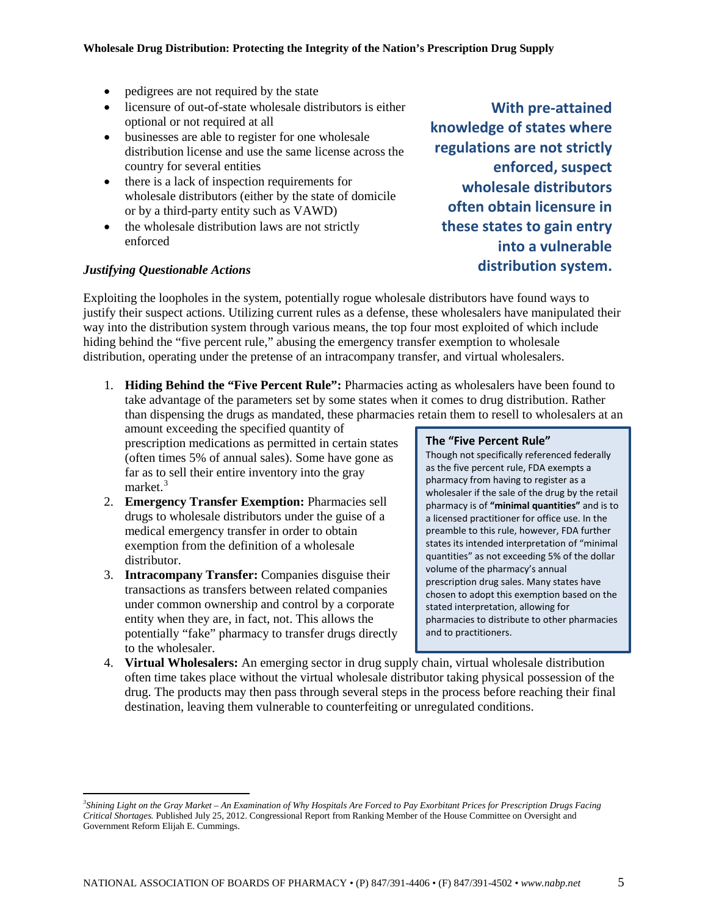- pedigrees are not required by the state
- licensure of out-of-state wholesale distributors is either optional or not required at all
- businesses are able to register for one wholesale distribution license and use the same license across the country for several entities
- there is a lack of inspection requirements for wholesale distributors (either by the state of domicile or by a third-party entity such as VAWD)
- the wholesale distribution laws are not strictly enforced

**With pre-attained knowledge of states where regulations are not strictly enforced, suspect wholesale distributors often obtain licensure in these states to gain entry into a vulnerable distribution system.**

### *Justifying Questionable Actions*

Exploiting the loopholes in the system, potentially rogue wholesale distributors have found ways to justify their suspect actions. Utilizing current rules as a defense, these wholesalers have manipulated their way into the distribution system through various means, the top four most exploited of which include hiding behind the "five percent rule," abusing the emergency transfer exemption to wholesale distribution, operating under the pretense of an intracompany transfer, and virtual wholesalers.

1. **Hiding Behind the "Five Percent Rule":** Pharmacies acting as wholesalers have been found to take advantage of the parameters set by some states when it comes to drug distribution. Rather than dispensing the drugs as mandated, these pharmacies retain them to resell to wholesalers at an amount exceeding the specified quantity of prescription medications as permitted in certain states (often times 5% of annual sales). Some have gone as far as to sell their entire inventory into the gray market.[3]
2. **Emergency Transfer Exemption:** Pharmacies sell drugs to wholesale distributors under the guise of a medical emergency transfer in order to obtain exemption from the definition of a wholesale distributor.
3. **Intracompany Transfer:** Companies disguise their transactions as transfers between related companies under common ownership and control by a corporate entity when they are, in fact, not. This allows the potentially "fake" pharmacy to transfer drugs directly to the wholesaler.
4. **Virtual Wholesalers:** An emerging sector in drug supply chain, virtual wholesale distribution often time takes place without the virtual wholesale distributor taking physical possession of the drug. The products may then pass through several steps in the process before reaching their final destination, leaving them vulnerable to counterfeiting or unregulated conditions.

**The "Five Percent Rule"**

Though not specifically referenced federally as the five percent rule, FDA exempts a pharmacy from having to register as a wholesaler if the sale of the drug by the retail pharmacy is of **"minimal quantities"** and is to a licensed practitioner for office use. In the preamble to this rule, however, FDA further states its intended interpretation of "minimal quantities" as not exceeding 5% of the dollar volume of the pharmacy's annual prescription drug sales. Many states have chosen to adopt this exemption based on the stated interpretation, allowing for pharmacies to distribute to other pharmacies and to practitioners.

---

[3] *Shining Light on the Gray Market – An Examination of Why Hospitals Are Forced to Pay Exorbitant Prices for Prescription Drugs Facing Critical Shortages.* Published July 25, 2012. Congressional Report from Ranking Member of the House Committee on Oversight and Government Reform Elijah E. Cummings.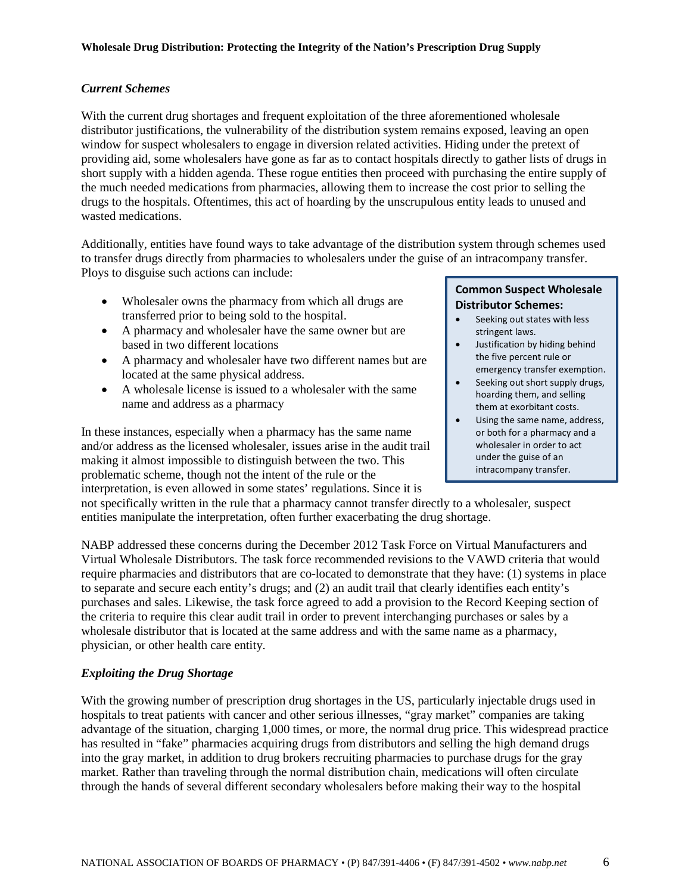### *Current Schemes*

With the current drug shortages and frequent exploitation of the three aforementioned wholesale distributor justifications, the vulnerability of the distribution system remains exposed, leaving an open window for suspect wholesalers to engage in diversion related activities. Hiding under the pretext of providing aid, some wholesalers have gone as far as to contact hospitals directly to gather lists of drugs in short supply with a hidden agenda. These rogue entities then proceed with purchasing the entire supply of the much needed medications from pharmacies, allowing them to increase the cost prior to selling the drugs to the hospitals. Oftentimes, this act of hoarding by the unscrupulous entity leads to unused and wasted medications.

Additionally, entities have found ways to take advantage of the distribution system through schemes used to transfer drugs directly from pharmacies to wholesalers under the guise of an intracompany transfer. Ploys to disguise such actions can include:

- Wholesaler owns the pharmacy from which all drugs are transferred prior to being sold to the hospital.
- A pharmacy and wholesaler have the same owner but are based in two different locations
- A pharmacy and wholesaler have two different names but are located at the same physical address.
- A wholesale license is issued to a wholesaler with the same name and address as a pharmacy

> **Common Suspect Wholesale Distributor Schemes:**
>
> - Seeking out states with less stringent laws.
> - Justification by hiding behind the five percent rule or emergency transfer exemption.
> - Seeking out short supply drugs, hoarding them, and selling them at exorbitant costs.
> - Using the same name, address, or both for a pharmacy and a wholesaler in order to act under the guise of an intracompany transfer.

In these instances, especially when a pharmacy has the same name and/or address as the licensed wholesaler, issues arise in the audit trail making it almost impossible to distinguish between the two. This problematic scheme, though not the intent of the rule or the interpretation, is even allowed in some states' regulations. Since it is not specifically written in the rule that a pharmacy cannot transfer directly to a wholesaler, suspect entities manipulate the interpretation, often further exacerbating the drug shortage.

NABP addressed these concerns during the December 2012 Task Force on Virtual Manufacturers and Virtual Wholesale Distributors. The task force recommended revisions to the VAWD criteria that would require pharmacies and distributors that are co-located to demonstrate that they have: (1) systems in place to separate and secure each entity's drugs; and (2) an audit trail that clearly identifies each entity's purchases and sales. Likewise, the task force agreed to add a provision to the Record Keeping section of the criteria to require this clear audit trail in order to prevent interchanging purchases or sales by a wholesale distributor that is located at the same address and with the same name as a pharmacy, physician, or other health care entity.

### *Exploiting the Drug Shortage*

With the growing number of prescription drug shortages in the US, particularly injectable drugs used in hospitals to treat patients with cancer and other serious illnesses, "gray market" companies are taking advantage of the situation, charging 1,000 times, or more, the normal drug price. This widespread practice has resulted in "fake" pharmacies acquiring drugs from distributors and selling the high demand drugs into the gray market, in addition to drug brokers recruiting pharmacies to purchase drugs for the gray market. Rather than traveling through the normal distribution chain, medications will often circulate through the hands of several different secondary wholesalers before making their way to the hospital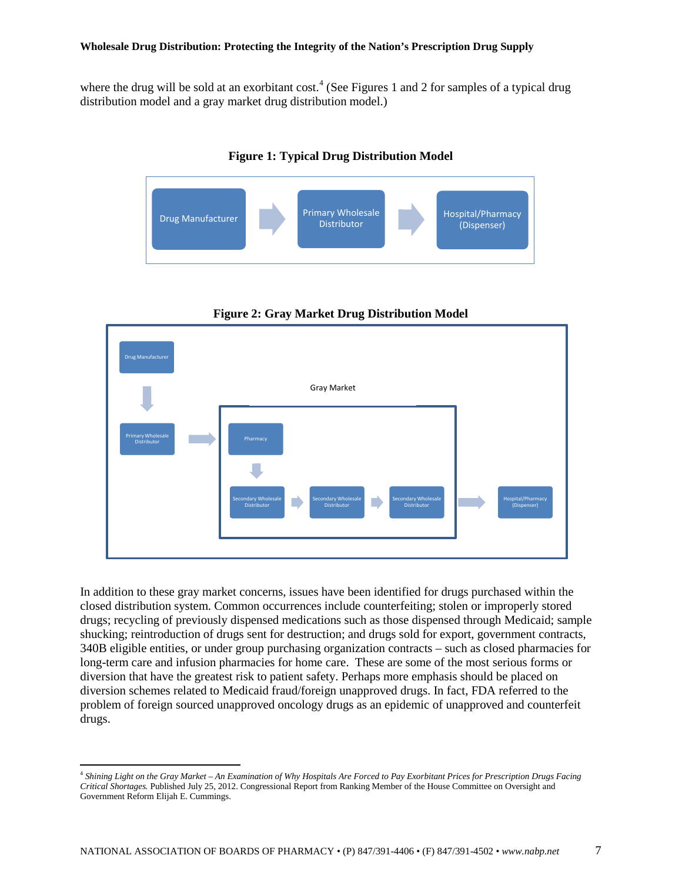where the drug will be sold at an exorbitant cost.[4] (See Figures 1 and 2 for samples of a typical drug distribution model and a gray market drug distribution model.)

**Figure 1: Typical Drug Distribution Model**

Drug Manufacturer → Primary Wholesale Distributor → Hospital/Pharmacy (Dispenser)

**Figure 2: Gray Market Drug Distribution Model**

Drug Manufacturer → Primary Wholesale Distributor → [Gray Market: Pharmacy → Secondary Wholesale Distributor → Secondary Wholesale Distributor → Secondary Wholesale Distributor] → Hospital/Pharmacy (Dispenser)

In addition to these gray market concerns, issues have been identified for drugs purchased within the closed distribution system. Common occurrences include counterfeiting; stolen or improperly stored drugs; recycling of previously dispensed medications such as those dispensed through Medicaid; sample shucking; reintroduction of drugs sent for destruction; and drugs sold for export, government contracts, 340B eligible entities, or under group purchasing organization contracts – such as closed pharmacies for long-term care and infusion pharmacies for home care. These are some of the most serious forms or diversion that have the greatest risk to patient safety. Perhaps more emphasis should be placed on diversion schemes related to Medicaid fraud/foreign unapproved drugs. In fact, FDA referred to the problem of foreign sourced unapproved oncology drugs as an epidemic of unapproved and counterfeit drugs.

---

[4] *Shining Light on the Gray Market – An Examination of Why Hospitals Are Forced to Pay Exorbitant Prices for Prescription Drugs Facing Critical Shortages.* Published July 25, 2012. Congressional Report from Ranking Member of the House Committee on Oversight and Government Reform Elijah E. Cummings.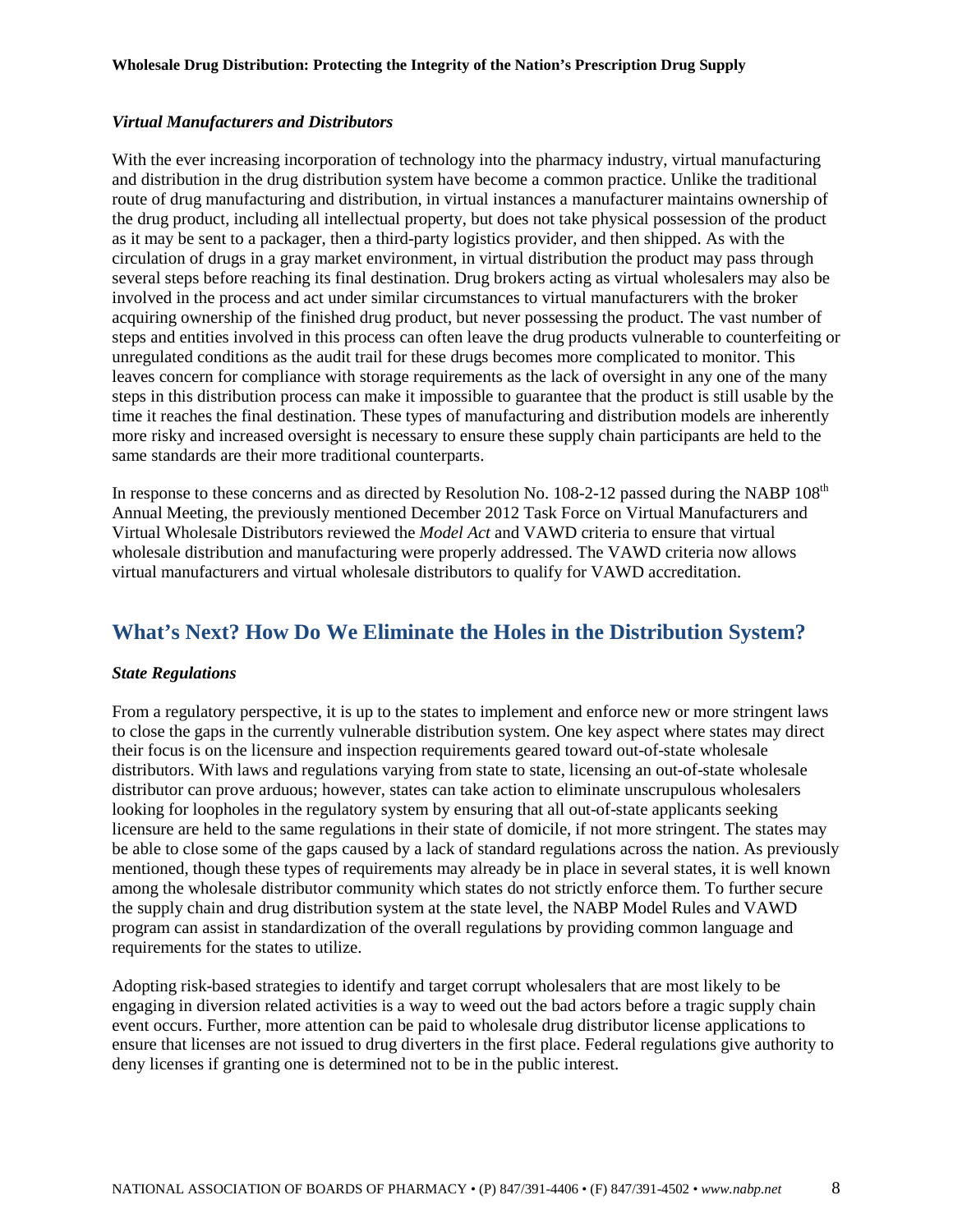### *Virtual Manufacturers and Distributors*

With the ever increasing incorporation of technology into the pharmacy industry, virtual manufacturing and distribution in the drug distribution system have become a common practice. Unlike the traditional route of drug manufacturing and distribution, in virtual instances a manufacturer maintains ownership of the drug product, including all intellectual property, but does not take physical possession of the product as it may be sent to a packager, then a third-party logistics provider, and then shipped. As with the circulation of drugs in a gray market environment, in virtual distribution the product may pass through several steps before reaching its final destination. Drug brokers acting as virtual wholesalers may also be involved in the process and act under similar circumstances to virtual manufacturers with the broker acquiring ownership of the finished drug product, but never possessing the product. The vast number of steps and entities involved in this process can often leave the drug products vulnerable to counterfeiting or unregulated conditions as the audit trail for these drugs becomes more complicated to monitor. This leaves concern for compliance with storage requirements as the lack of oversight in any one of the many steps in this distribution process can make it impossible to guarantee that the product is still usable by the time it reaches the final destination. These types of manufacturing and distribution models are inherently more risky and increased oversight is necessary to ensure these supply chain participants are held to the same standards are their more traditional counterparts.

In response to these concerns and as directed by Resolution No. 108-2-12 passed during the NABP 108th Annual Meeting, the previously mentioned December 2012 Task Force on Virtual Manufacturers and Virtual Wholesale Distributors reviewed the *Model Act* and VAWD criteria to ensure that virtual wholesale distribution and manufacturing were properly addressed. The VAWD criteria now allows virtual manufacturers and virtual wholesale distributors to qualify for VAWD accreditation.

## What's Next? How Do We Eliminate the Holes in the Distribution System?

### *State Regulations*

From a regulatory perspective, it is up to the states to implement and enforce new or more stringent laws to close the gaps in the currently vulnerable distribution system. One key aspect where states may direct their focus is on the licensure and inspection requirements geared toward out-of-state wholesale distributors. With laws and regulations varying from state to state, licensing an out-of-state wholesale distributor can prove arduous; however, states can take action to eliminate unscrupulous wholesalers looking for loopholes in the regulatory system by ensuring that all out-of-state applicants seeking licensure are held to the same regulations in their state of domicile, if not more stringent. The states may be able to close some of the gaps caused by a lack of standard regulations across the nation. As previously mentioned, though these types of requirements may already be in place in several states, it is well known among the wholesale distributor community which states do not strictly enforce them. To further secure the supply chain and drug distribution system at the state level, the NABP Model Rules and VAWD program can assist in standardization of the overall regulations by providing common language and requirements for the states to utilize.

Adopting risk-based strategies to identify and target corrupt wholesalers that are most likely to be engaging in diversion related activities is a way to weed out the bad actors before a tragic supply chain event occurs. Further, more attention can be paid to wholesale drug distributor license applications to ensure that licenses are not issued to drug diverters in the first place. Federal regulations give authority to deny licenses if granting one is determined not to be in the public interest.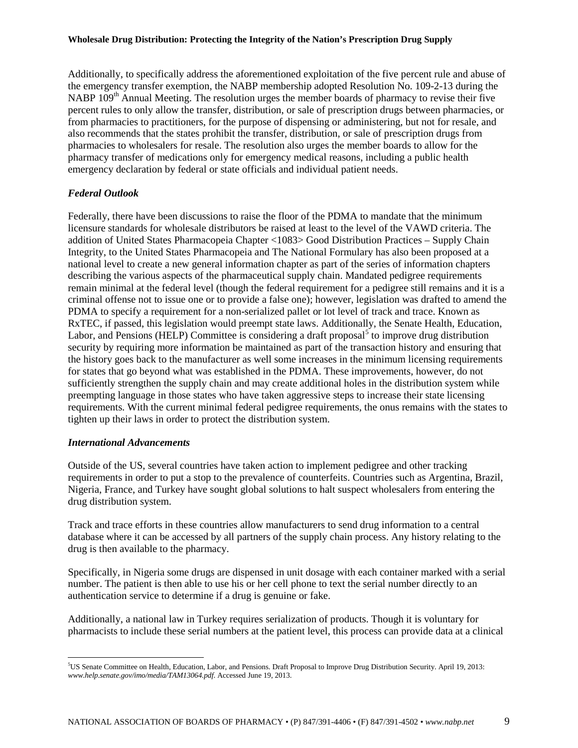Additionally, to specifically address the aforementioned exploitation of the five percent rule and abuse of the emergency transfer exemption, the NABP membership adopted Resolution No. 109-2-13 during the NABP 109th Annual Meeting. The resolution urges the member boards of pharmacy to revise their five percent rules to only allow the transfer, distribution, or sale of prescription drugs between pharmacies, or from pharmacies to practitioners, for the purpose of dispensing or administering, but not for resale, and also recommends that the states prohibit the transfer, distribution, or sale of prescription drugs from pharmacies to wholesalers for resale. The resolution also urges the member boards to allow for the pharmacy transfer of medications only for emergency medical reasons, including a public health emergency declaration by federal or state officials and individual patient needs.

### *Federal Outlook*

Federally, there have been discussions to raise the floor of the PDMA to mandate that the minimum licensure standards for wholesale distributors be raised at least to the level of the VAWD criteria. The addition of United States Pharmacopeia Chapter <1083> Good Distribution Practices – Supply Chain Integrity, to the United States Pharmacopeia and The National Formulary has also been proposed at a national level to create a new general information chapter as part of the series of information chapters describing the various aspects of the pharmaceutical supply chain. Mandated pedigree requirements remain minimal at the federal level (though the federal requirement for a pedigree still remains and it is a criminal offense not to issue one or to provide a false one); however, legislation was drafted to amend the PDMA to specify a requirement for a non-serialized pallet or lot level of track and trace. Known as RxTEC, if passed, this legislation would preempt state laws. Additionally, the Senate Health, Education, Labor, and Pensions (HELP) Committee is considering a draft proposal[5] to improve drug distribution security by requiring more information be maintained as part of the transaction history and ensuring that the history goes back to the manufacturer as well some increases in the minimum licensing requirements for states that go beyond what was established in the PDMA. These improvements, however, do not sufficiently strengthen the supply chain and may create additional holes in the distribution system while preempting language in those states who have taken aggressive steps to increase their state licensing requirements. With the current minimal federal pedigree requirements, the onus remains with the states to tighten up their laws in order to protect the distribution system.

### *International Advancements*

Outside of the US, several countries have taken action to implement pedigree and other tracking requirements in order to put a stop to the prevalence of counterfeits. Countries such as Argentina, Brazil, Nigeria, France, and Turkey have sought global solutions to halt suspect wholesalers from entering the drug distribution system.

Track and trace efforts in these countries allow manufacturers to send drug information to a central database where it can be accessed by all partners of the supply chain process. Any history relating to the drug is then available to the pharmacy.

Specifically, in Nigeria some drugs are dispensed in unit dosage with each container marked with a serial number. The patient is then able to use his or her cell phone to text the serial number directly to an authentication service to determine if a drug is genuine or fake.

Additionally, a national law in Turkey requires serialization of products. Though it is voluntary for pharmacists to include these serial numbers at the patient level, this process can provide data at a clinical

---

[5] US Senate Committee on Health, Education, Labor, and Pensions. Draft Proposal to Improve Drug Distribution Security. April 19, 2013: *www.help.senate.gov/imo/media/TAM13064.pdf*. Accessed June 19, 2013.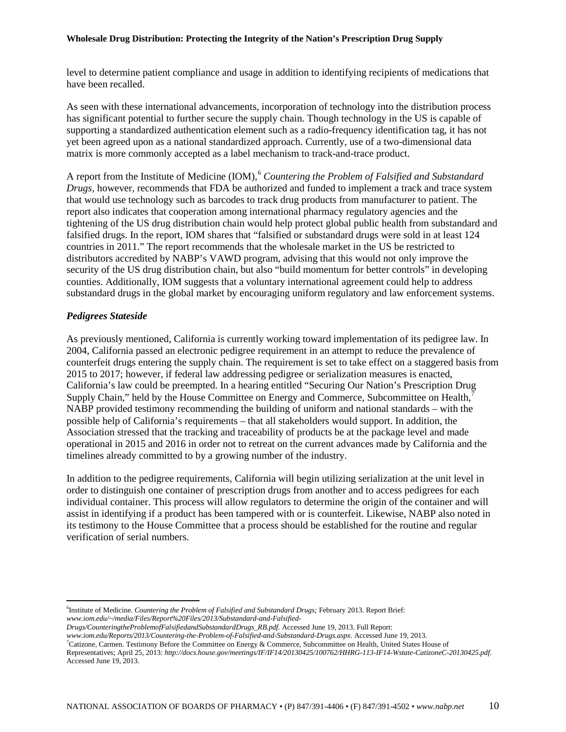level to determine patient compliance and usage in addition to identifying recipients of medications that have been recalled.

As seen with these international advancements, incorporation of technology into the distribution process has significant potential to further secure the supply chain. Though technology in the US is capable of supporting a standardized authentication element such as a radio-frequency identification tag, it has not yet been agreed upon as a national standardized approach. Currently, use of a two-dimensional data matrix is more commonly accepted as a label mechanism to track-and-trace product.

A report from the Institute of Medicine (IOM),[6] *Countering the Problem of Falsified and Substandard Drugs,* however, recommends that FDA be authorized and funded to implement a track and trace system that would use technology such as barcodes to track drug products from manufacturer to patient. The report also indicates that cooperation among international pharmacy regulatory agencies and the tightening of the US drug distribution chain would help protect global public health from substandard and falsified drugs. In the report, IOM shares that "falsified or substandard drugs were sold in at least 124 countries in 2011." The report recommends that the wholesale market in the US be restricted to distributors accredited by NABP's VAWD program, advising that this would not only improve the security of the US drug distribution chain, but also "build momentum for better controls" in developing counties. Additionally, IOM suggests that a voluntary international agreement could help to address substandard drugs in the global market by encouraging uniform regulatory and law enforcement systems.

### *Pedigrees Stateside*

As previously mentioned, California is currently working toward implementation of its pedigree law. In 2004, California passed an electronic pedigree requirement in an attempt to reduce the prevalence of counterfeit drugs entering the supply chain. The requirement is set to take effect on a staggered basis from 2015 to 2017; however, if federal law addressing pedigree or serialization measures is enacted, California's law could be preempted. In a hearing entitled "Securing Our Nation's Prescription Drug Supply Chain," held by the House Committee on Energy and Commerce, Subcommittee on Health,[7] NABP provided testimony recommending the building of uniform and national standards – with the possible help of California's requirements – that all stakeholders would support. In addition, the Association stressed that the tracking and traceability of products be at the package level and made operational in 2015 and 2016 in order not to retreat on the current advances made by California and the timelines already committed to by a growing number of the industry.

In addition to the pedigree requirements, California will begin utilizing serialization at the unit level in order to distinguish one container of prescription drugs from another and to access pedigrees for each individual container. This process will allow regulators to determine the origin of the container and will assist in identifying if a product has been tampered with or is counterfeit. Likewise, NABP also noted in its testimony to the House Committee that a process should be established for the routine and regular verification of serial numbers.

---

[6]Institute of Medicine. *Countering the Problem of Falsified and Substandard Drugs;* February 2013. Report Brief: *www.iom.edu/~/media/Files/Report%20Files/2013/Substandard-and-Falsified-Drugs/CounteringtheProblemofFalsifiedandSubstandardDrugs_RB.pdf*. Accessed June 19, 2013. Full Report: *www.iom.edu/Reports/2013/Countering-the-Problem-of-Falsified-and-Substandard-Drugs.aspx*. Accessed June 19, 2013.

[7]Catizone, Carmen. Testimony Before the Committee on Energy & Commerce, Subcommittee on Health, United States House of Representatives; April 25, 2013: *http://docs.house.gov/meetings/IF/IF14/20130425/100762/HHRG-113-IF14-Wstate-CatizoneC-20130425.pdf*. Accessed June 19, 2013.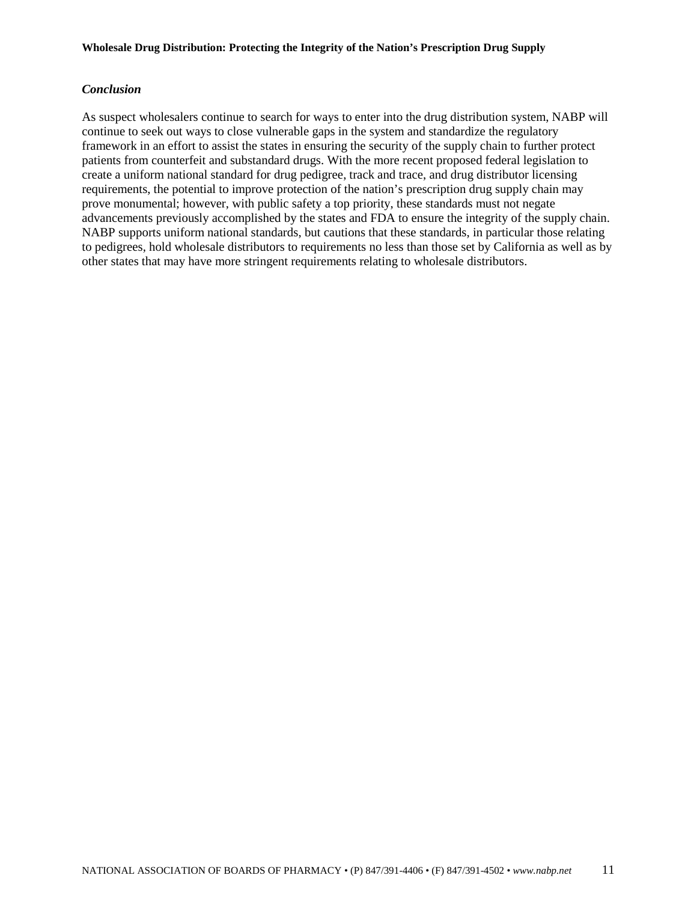## *Conclusion*

As suspect wholesalers continue to search for ways to enter into the drug distribution system, NABP will continue to seek out ways to close vulnerable gaps in the system and standardize the regulatory framework in an effort to assist the states in ensuring the security of the supply chain to further protect patients from counterfeit and substandard drugs. With the more recent proposed federal legislation to create a uniform national standard for drug pedigree, track and trace, and drug distributor licensing requirements, the potential to improve protection of the nation's prescription drug supply chain may prove monumental; however, with public safety a top priority, these standards must not negate advancements previously accomplished by the states and FDA to ensure the integrity of the supply chain. NABP supports uniform national standards, but cautions that these standards, in particular those relating to pedigrees, hold wholesale distributors to requirements no less than those set by California as well as by other states that may have more stringent requirements relating to wholesale distributors.